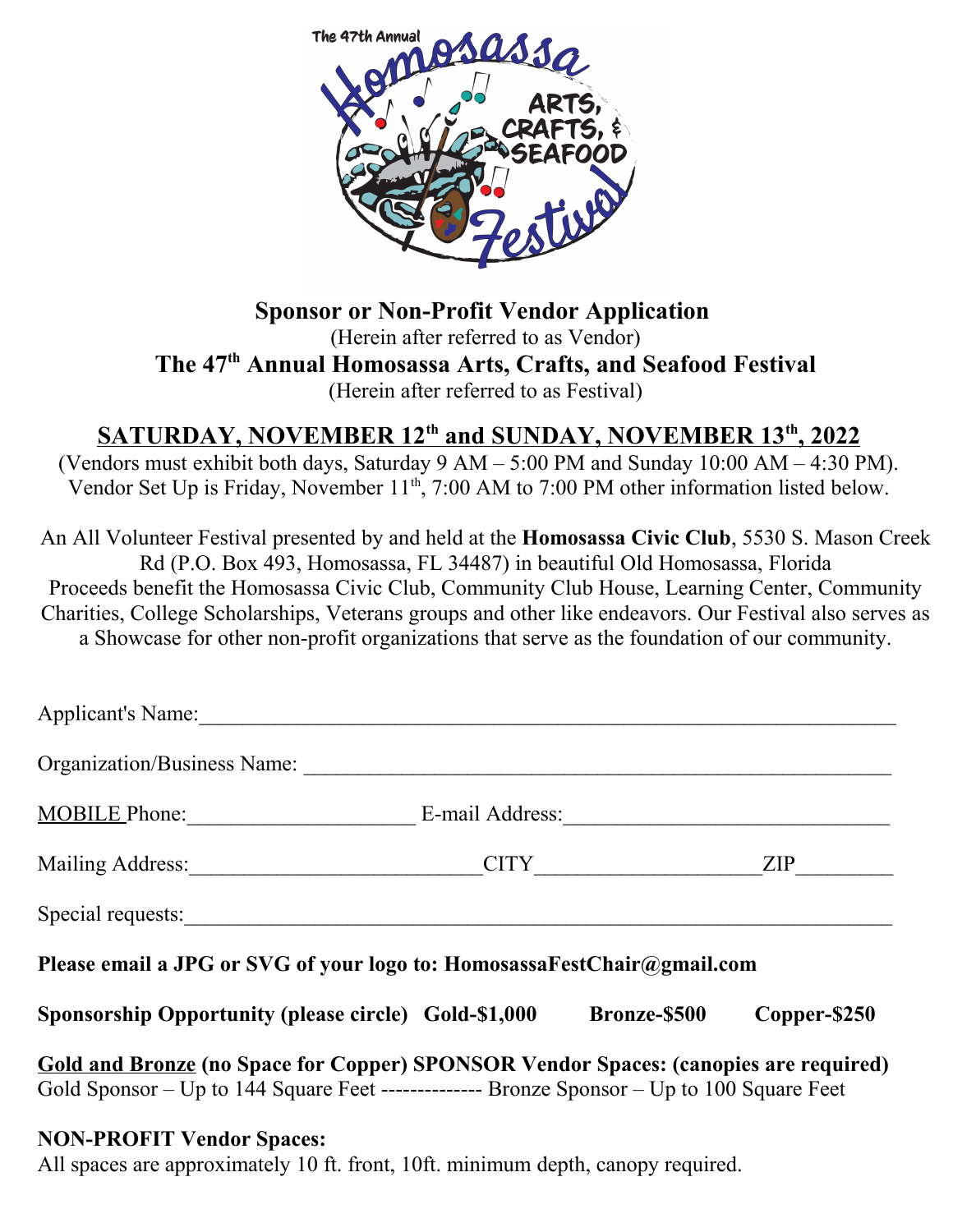# Sponsor or Non-Profit Vendor Application

(Herein after referred to as Vendor)

## The 47th Annual Homosassa Arts, Crafts, and Seafood Festival

(Herein after referred to as Festival)

## SATURDAY, NOVEMBER 12th and SUNDAY, NOVEMBER 13th, 2022

(Vendors must exhibit both days, Saturday 9 AM – 5:00 PM and Sunday 10:00 AM – 4:30 PM). Vendor Set Up is Friday, November 11th, 7:00 AM to 7:00 PM other information listed below.

An All Volunteer Festival presented by and held at the **Homosassa Civic Club**, 5530 S. Mason Creek Rd (P.O. Box 493, Homosassa, FL 34487) in beautiful Old Homosassa, Florida
Proceeds benefit the Homosassa Civic Club, Community Club House, Learning Center, Community Charities, College Scholarships, Veterans groups and other like endeavors. Our Festival also serves as a Showcase for other non-profit organizations that serve as the foundation of our community.

Applicant's Name:_______________________________________________________________

Organization/Business Name: ______________________________________________________

MOBILE Phone:____________________ E-mail Address:_____________________________

Mailing Address:__________________________CITY____________________ZIP_________

Special requests:_________________________________________________________________

**Please email a JPG or SVG of your logo to: HomosassaFestChair@gmail.com**

**Sponsorship Opportunity (please circle) Gold-$1,000 Bronze-$500 Copper-$250**

**Gold and Bronze (no Space for Copper) SPONSOR Vendor Spaces: (canopies are required)**
Gold Sponsor – Up to 144 Square Feet -------------- Bronze Sponsor – Up to 100 Square Feet

**NON-PROFIT Vendor Spaces:**
All spaces are approximately 10 ft. front, 10ft. minimum depth, canopy required.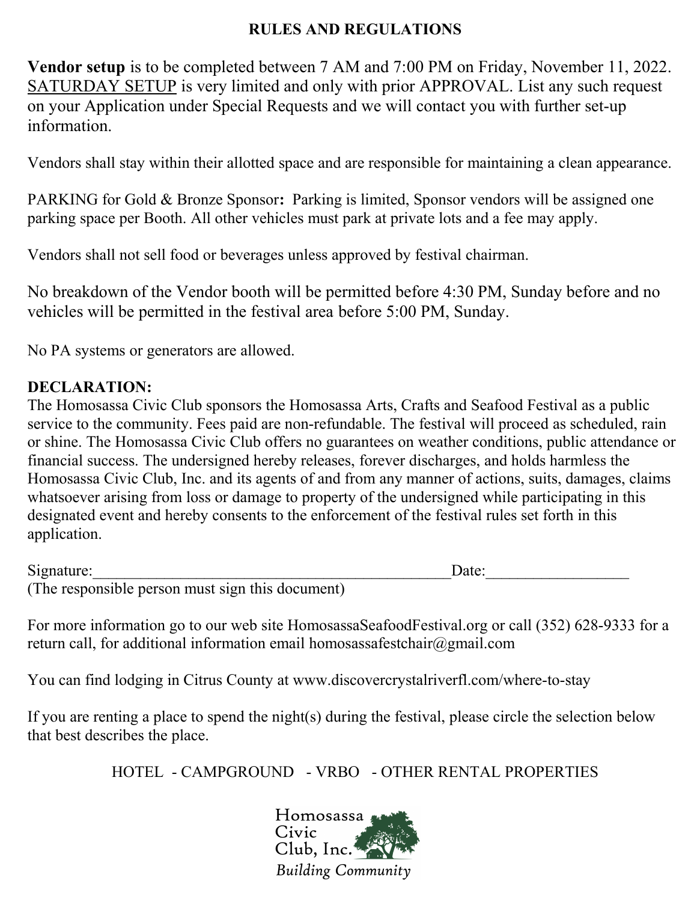## RULES AND REGULATIONS

**Vendor setup** is to be completed between 7 AM and 7:00 PM on Friday, November 11, 2022. SATURDAY SETUP is very limited and only with prior APPROVAL. List any such request on your Application under Special Requests and we will contact you with further set-up information.

Vendors shall stay within their allotted space and are responsible for maintaining a clean appearance.

PARKING for Gold & Bronze Sponsor**:** Parking is limited, Sponsor vendors will be assigned one parking space per Booth. All other vehicles must park at private lots and a fee may apply.

Vendors shall not sell food or beverages unless approved by festival chairman.

No breakdown of the Vendor booth will be permitted before 4:30 PM, Sunday before and no vehicles will be permitted in the festival area before 5:00 PM, Sunday.

No PA systems or generators are allowed.

**DECLARATION:**
The Homosassa Civic Club sponsors the Homosassa Arts, Crafts and Seafood Festival as a public service to the community. Fees paid are non-refundable. The festival will proceed as scheduled, rain or shine. The Homosassa Civic Club offers no guarantees on weather conditions, public attendance or financial success. The undersigned hereby releases, forever discharges, and holds harmless the Homosassa Civic Club, Inc. and its agents of and from any manner of actions, suits, damages, claims whatsoever arising from loss or damage to property of the undersigned while participating in this designated event and hereby consents to the enforcement of the festival rules set forth in this application.

Signature:______________________________________________Date:__________________
(The responsible person must sign this document)

For more information go to our web site HomosassaSeafoodFestival.org or call (352) 628-9333 for a return call, for additional information email homosassafestchair@gmail.com

You can find lodging in Citrus County at www.discovercrystalriverfl.com/where-to-stay

If you are renting a place to spend the night(s) during the festival, please circle the selection below that best describes the place.

HOTEL - CAMPGROUND - VRBO - OTHER RENTAL PROPERTIES

Homosassa Civic Club, Inc.
*Building Community*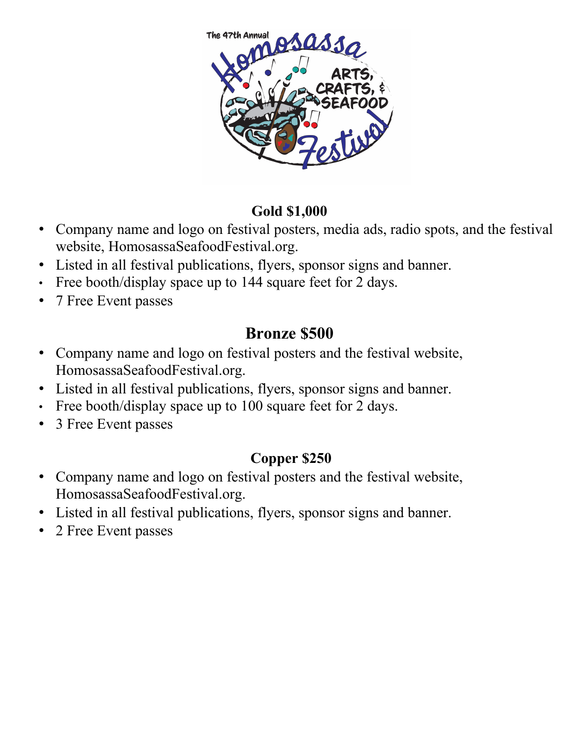## Gold $1,000

- Company name and logo on festival posters, media ads, radio spots, and the festival website, HomosassaSeafoodFestival.org.
- Listed in all festival publications, flyers, sponsor signs and banner.
- Free booth/display space up to 144 square feet for 2 days.
- 7 Free Event passes

## Bronze $500

- Company name and logo on festival posters and the festival website, HomosassaSeafoodFestival.org.
- Listed in all festival publications, flyers, sponsor signs and banner.
- Free booth/display space up to 100 square feet for 2 days.
- 3 Free Event passes

## Copper $250

- Company name and logo on festival posters and the festival website, HomosassaSeafoodFestival.org.
- Listed in all festival publications, flyers, sponsor signs and banner.
- 2 Free Event passes